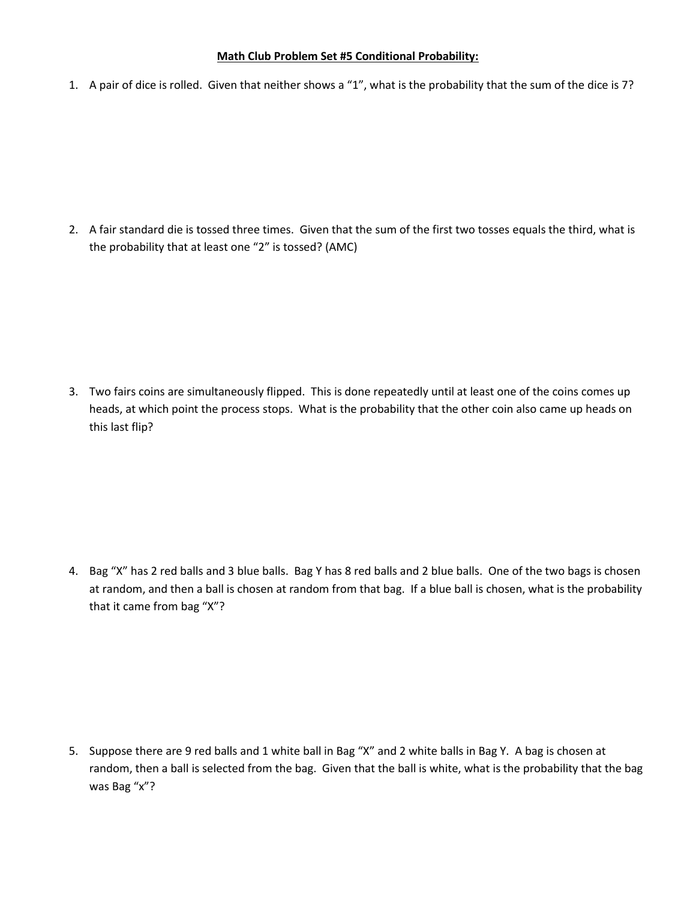**Math Club Problem Set #5 Conditional Probability:**

1. A pair of dice is rolled. Given that neither shows a "1", what is the probability that the sum of the dice is 7?

2. A fair standard die is tossed three times. Given that the sum of the first two tosses equals the third, what is the probability that at least one "2" is tossed? (AMC)

3. Two fairs coins are simultaneously flipped. This is done repeatedly until at least one of the coins comes up heads, at which point the process stops. What is the probability that the other coin also came up heads on this last flip?

4. Bag "X" has 2 red balls and 3 blue balls. Bag Y has 8 red balls and 2 blue balls. One of the two bags is chosen at random, and then a ball is chosen at random from that bag. If a blue ball is chosen, what is the probability that it came from bag "X"?

5. Suppose there are 9 red balls and 1 white ball in Bag "X" and 2 white balls in Bag Y. A bag is chosen at random, then a ball is selected from the bag. Given that the ball is white, what is the probability that the bag was Bag "x"?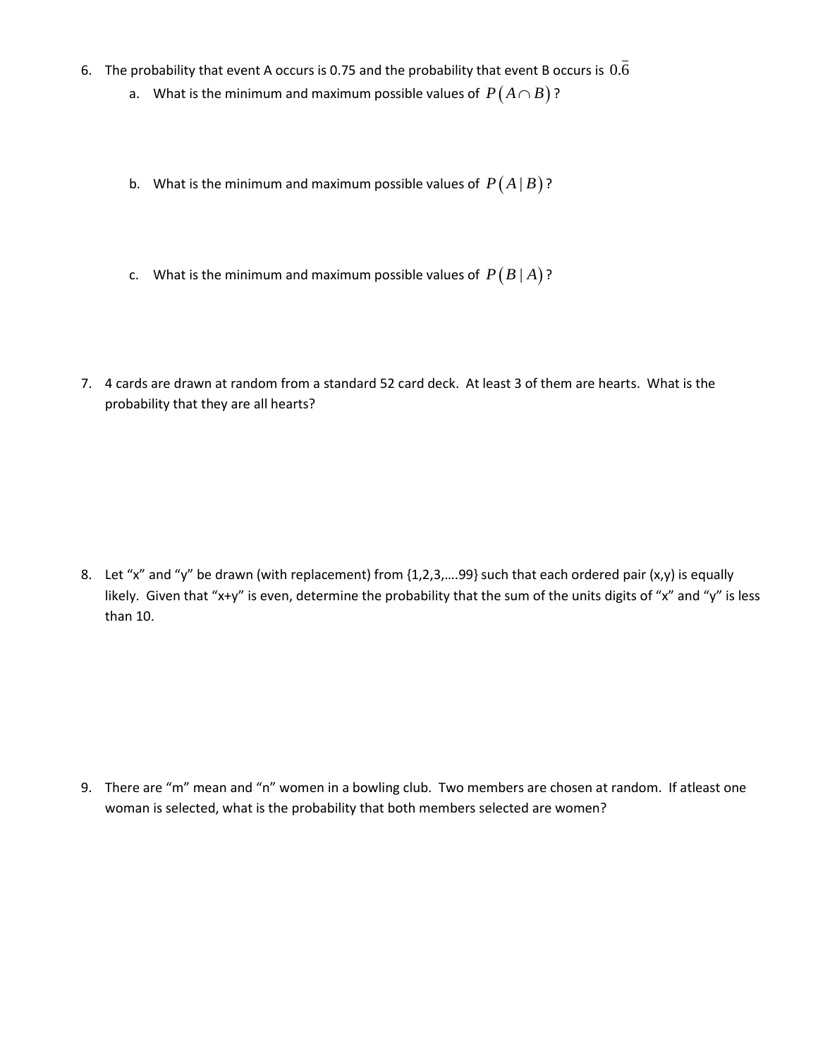6. The probability that event A occurs is 0.75 and the probability that event B occurs is $0.\overline{6}$

   a. What is the minimum and maximum possible values of $P(A \cap B)$?

   b. What is the minimum and maximum possible values of $P(A \mid B)$?

   c. What is the minimum and maximum possible values of $P(B \mid A)$?

7. 4 cards are drawn at random from a standard 52 card deck. At least 3 of them are hearts. What is the probability that they are all hearts?

8. Let "x" and "y" be drawn (with replacement) from {1,2,3,….99} such that each ordered pair (x,y) is equally likely. Given that "x+y" is even, determine the probability that the sum of the units digits of "x" and "y" is less than 10.

9. There are "m" mean and "n" women in a bowling club. Two members are chosen at random. If atleast one woman is selected, what is the probability that both members selected are women?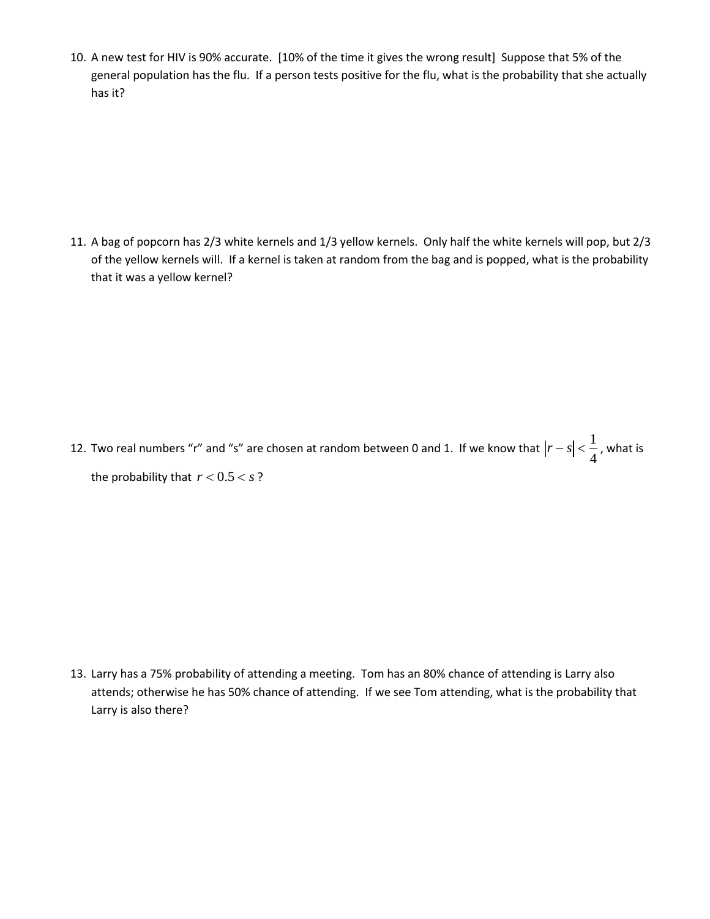10. A new test for HIV is 90% accurate. [10% of the time it gives the wrong result] Suppose that 5% of the general population has the flu. If a person tests positive for the flu, what is the probability that she actually has it?

11. A bag of popcorn has 2/3 white kernels and 1/3 yellow kernels. Only half the white kernels will pop, but 2/3 of the yellow kernels will. If a kernel is taken at random from the bag and is popped, what is the probability that it was a yellow kernel?

12. Two real numbers "r" and "s" are chosen at random between 0 and 1. If we know that $|r-s|<\frac{1}{4}$, what is the probability that $r<0.5<s$?

13. Larry has a 75% probability of attending a meeting. Tom has an 80% chance of attending is Larry also attends; otherwise he has 50% chance of attending. If we see Tom attending, what is the probability that Larry is also there?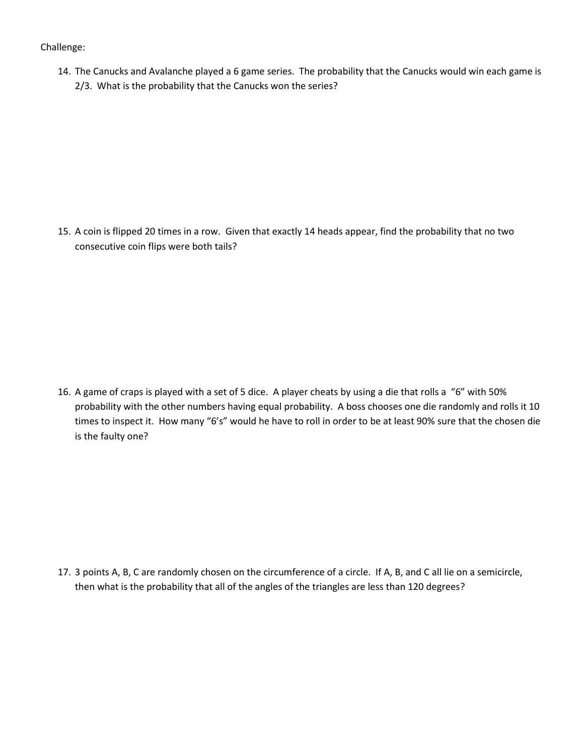Challenge:

14. The Canucks and Avalanche played a 6 game series. The probability that the Canucks would win each game is 2/3. What is the probability that the Canucks won the series?

15. A coin is flipped 20 times in a row. Given that exactly 14 heads appear, find the probability that no two consecutive coin flips were both tails?

16. A game of craps is played with a set of 5 dice. A player cheats by using a die that rolls a "6" with 50% probability with the other numbers having equal probability. A boss chooses one die randomly and rolls it 10 times to inspect it. How many "6's" would he have to roll in order to be at least 90% sure that the chosen die is the faulty one?

17. 3 points A, B, C are randomly chosen on the circumference of a circle. If A, B, and C all lie on a semicircle, then what is the probability that all of the angles of the triangles are less than 120 degrees?